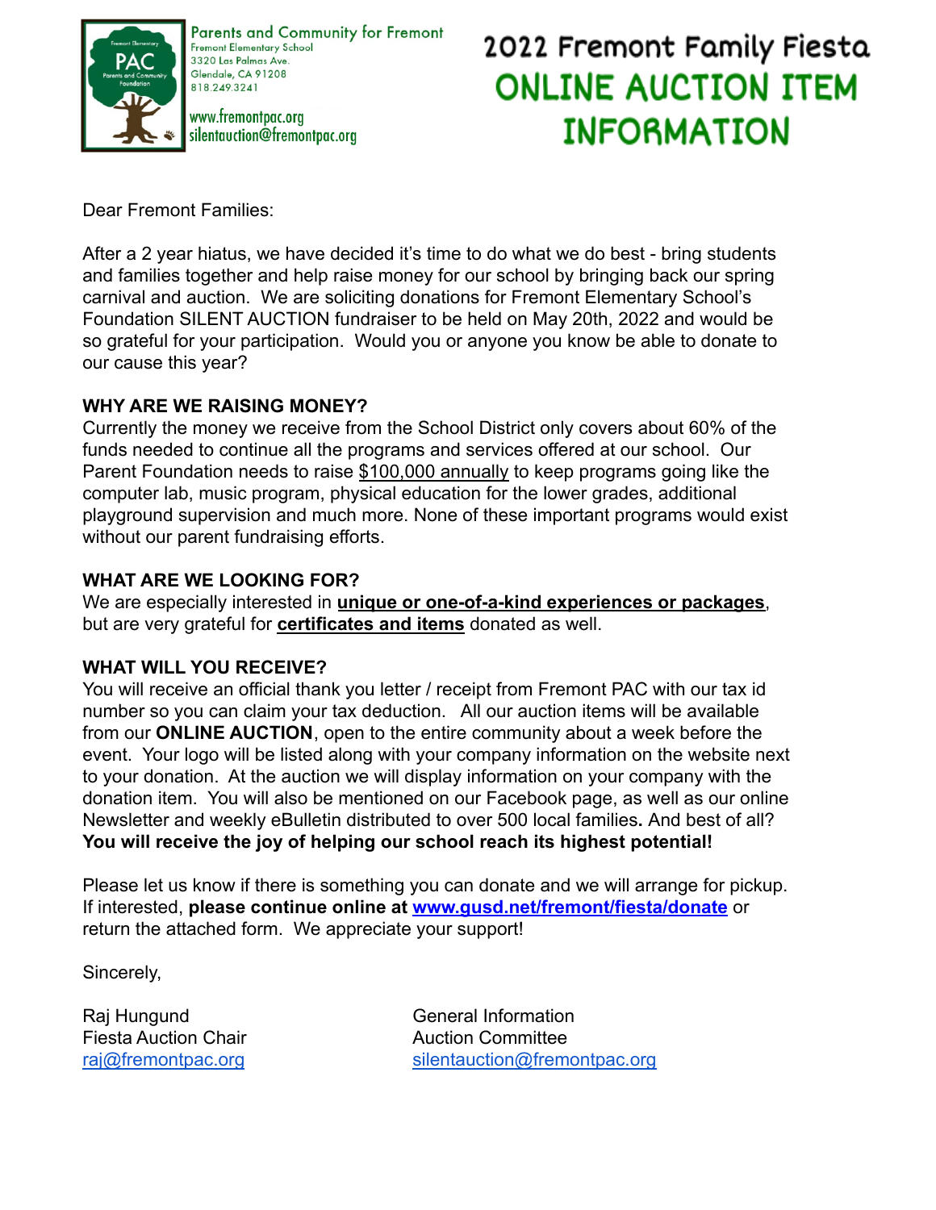Parents and Community for Fremont
Fremont Elementary School
3320 Las Palmas Ave.
Glendale, CA 91208
818.249.3241

www.fremontpac.org
silentauction@fremontpac.org

# 2022 Fremont Family Fiesta
# ONLINE AUCTION ITEM INFORMATION

Dear Fremont Families:

After a 2 year hiatus, we have decided it's time to do what we do best - bring students and families together and help raise money for our school by bringing back our spring carnival and auction. We are soliciting donations for Fremont Elementary School's Foundation SILENT AUCTION fundraiser to be held on May 20th, 2022 and would be so grateful for your participation. Would you or anyone you know be able to donate to our cause this year?

**WHY ARE WE RAISING MONEY?**
Currently the money we receive from the School District only covers about 60% of the funds needed to continue all the programs and services offered at our school. Our Parent Foundation needs to raise $100,000 annually to keep programs going like the computer lab, music program, physical education for the lower grades, additional playground supervision and much more. None of these important programs would exist without our parent fundraising efforts.

**WHAT ARE WE LOOKING FOR?**
We are especially interested in **unique or one-of-a-kind experiences or packages**, but are very grateful for **certificates and items** donated as well.

**WHAT WILL YOU RECEIVE?**
You will receive an official thank you letter / receipt from Fremont PAC with our tax id number so you can claim your tax deduction. All our auction items will be available from our **ONLINE AUCTION**, open to the entire community about a week before the event. Your logo will be listed along with your company information on the website next to your donation. At the auction we will display information on your company with the donation item. You will also be mentioned on our Facebook page, as well as our online Newsletter and weekly eBulletin distributed to over 500 local families**.** And best of all? **You will receive the joy of helping our school reach its highest potential!**

Please let us know if there is something you can donate and we will arrange for pickup. If interested, **please continue online at www.gusd.net/fremont/fiesta/donate** or return the attached form. We appreciate your support!

Sincerely,

Raj Hungund
Fiesta Auction Chair
raj@fremontpac.org

General Information
Auction Committee
silentauction@fremontpac.org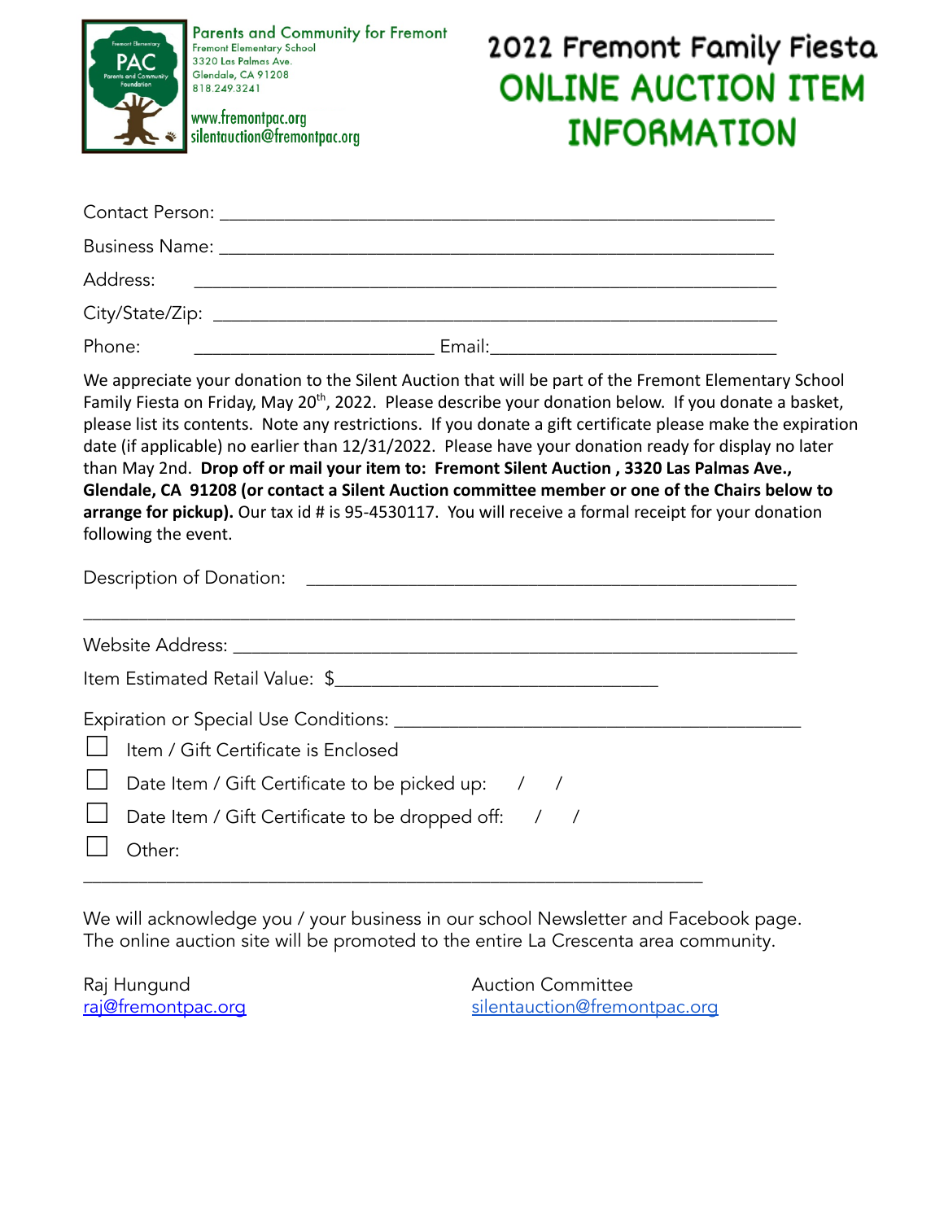**Parents and Community for Fremont**
Fremont Elementary School
3320 Las Palmas Ave.
Glendale, CA 91208
818.249.3241

www.fremontpac.org
silentauction@fremontpac.org

# 2022 Fremont Family Fiesta
# ONLINE AUCTION ITEM INFORMATION

Contact Person: ___________________________________________________________

Business Name: ___________________________________________________________

Address: ___________________________________________________________

City/State/Zip: ___________________________________________________________

Phone: ________________________ Email: ______________________________

We appreciate your donation to the Silent Auction that will be part of the Fremont Elementary School Family Fiesta on Friday, May 20th, 2022. Please describe your donation below. If you donate a basket, please list its contents. Note any restrictions. If you donate a gift certificate please make the expiration date (if applicable) no earlier than 12/31/2022. Please have your donation ready for display no later than May 2nd. **Drop off or mail your item to: Fremont Silent Auction , 3320 Las Palmas Ave., Glendale, CA 91208 (or contact a Silent Auction committee member or one of the Chairs below to arrange for pickup).** Our tax id # is 95-4530117. You will receive a formal receipt for your donation following the event.

Description of Donation: ___________________________________________________

___________________________________________________________________________

Website Address: ___________________________________________________________

Item Estimated Retail Value: $__________________________________

Expiration or Special Use Conditions: ______________________________________

- ☐ Item / Gift Certificate is Enclosed
- ☐ Date Item / Gift Certificate to be picked up: / /
- ☐ Date Item / Gift Certificate to be dropped off: / /
- ☐ Other:

___________________________________________________________________

We will acknowledge you / your business in our school Newsletter and Facebook page. The online auction site will be promoted to the entire La Crescenta area community.

Raj Hungund
raj@fremontpac.org

Auction Committee
silentauction@fremontpac.org